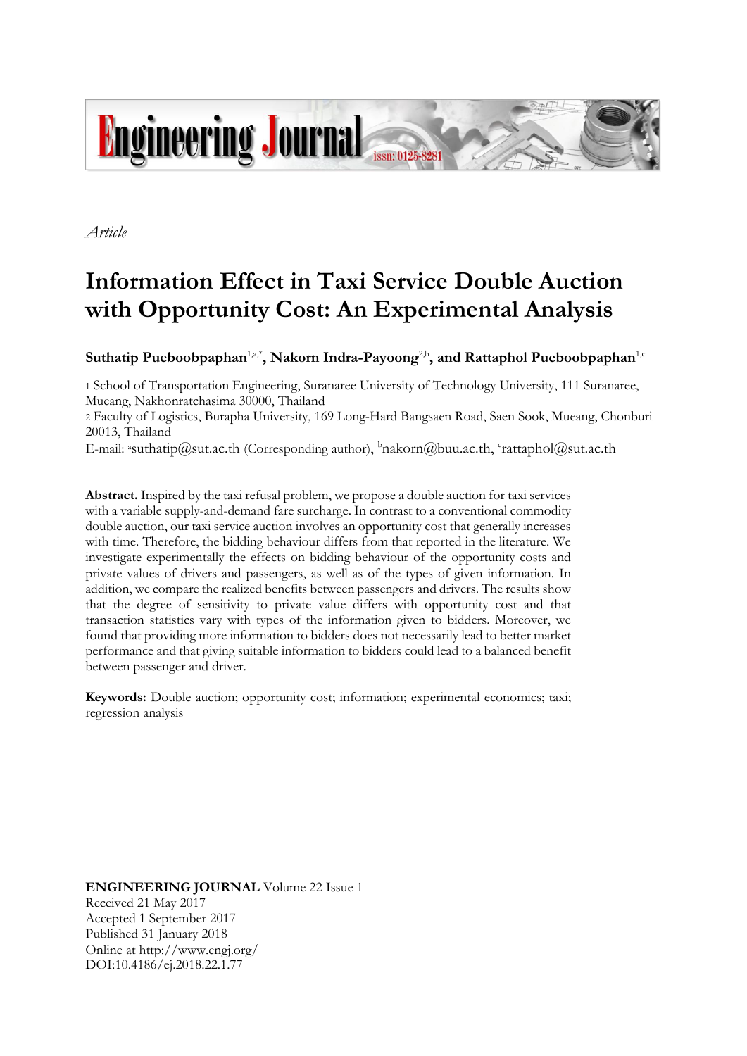*Article*

# Information Effect in Taxi Service Double Auction with Opportunity Cost: An Experimental Analysis

**Suthatip Pueboobpaphan**[1,a,*], **Nakorn Indra-Payoong**[2,b], **and Rattaphol Pueboobpaphan**[1,c]

1 School of Transportation Engineering, Suranaree University of Technology University, 111 Suranaree, Mueang, Nakhonratchasima 30000, Thailand

2 Faculty of Logistics, Burapha University, 169 Long-Hard Bangsaen Road, Saen Sook, Mueang, Chonburi 20013, Thailand

E-mail: [a]suthatip@sut.ac.th (Corresponding author), [b]nakorn@buu.ac.th, [c]rattaphol@sut.ac.th

**Abstract.** Inspired by the taxi refusal problem, we propose a double auction for taxi services with a variable supply-and-demand fare surcharge. In contrast to a conventional commodity double auction, our taxi service auction involves an opportunity cost that generally increases with time. Therefore, the bidding behaviour differs from that reported in the literature. We investigate experimentally the effects on bidding behaviour of the opportunity costs and private values of drivers and passengers, as well as of the types of given information. In addition, we compare the realized benefits between passengers and drivers. The results show that the degree of sensitivity to private value differs with opportunity cost and that transaction statistics vary with types of the information given to bidders. Moreover, we found that providing more information to bidders does not necessarily lead to better market performance and that giving suitable information to bidders could lead to a balanced benefit between passenger and driver.

**Keywords:** Double auction; opportunity cost; information; experimental economics; taxi; regression analysis

**ENGINEERING JOURNAL** Volume 22 Issue 1
Received 21 May 2017
Accepted 1 September 2017
Published 31 January 2018
Online at http://www.engj.org/
DOI:10.4186/ej.2018.22.1.77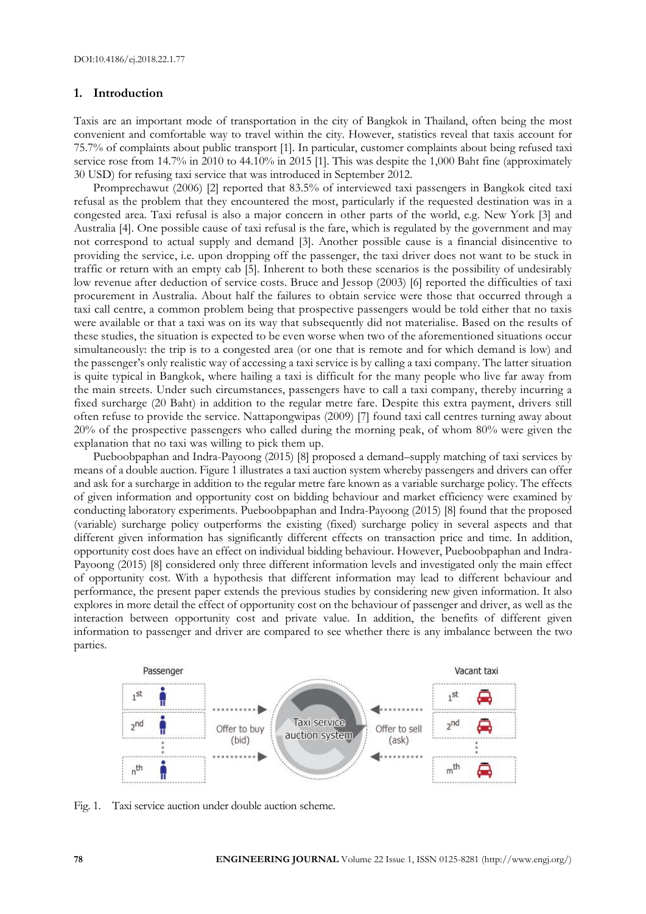## 1. Introduction

Taxis are an important mode of transportation in the city of Bangkok in Thailand, often being the most convenient and comfortable way to travel within the city. However, statistics reveal that taxis account for 75.7% of complaints about public transport [1]. In particular, customer complaints about being refused taxi service rose from 14.7% in 2010 to 44.10% in 2015 [1]. This was despite the 1,000 Baht fine (approximately 30 USD) for refusing taxi service that was introduced in September 2012.

Promprechawut (2006) [2] reported that 83.5% of interviewed taxi passengers in Bangkok cited taxi refusal as the problem that they encountered the most, particularly if the requested destination was in a congested area. Taxi refusal is also a major concern in other parts of the world, e.g. New York [3] and Australia [4]. One possible cause of taxi refusal is the fare, which is regulated by the government and may not correspond to actual supply and demand [3]. Another possible cause is a financial disincentive to providing the service, i.e. upon dropping off the passenger, the taxi driver does not want to be stuck in traffic or return with an empty cab [5]. Inherent to both these scenarios is the possibility of undesirably low revenue after deduction of service costs. Bruce and Jessop (2003) [6] reported the difficulties of taxi procurement in Australia. About half the failures to obtain service were those that occurred through a taxi call centre, a common problem being that prospective passengers would be told either that no taxis were available or that a taxi was on its way that subsequently did not materialise. Based on the results of these studies, the situation is expected to be even worse when two of the aforementioned situations occur simultaneously: the trip is to a congested area (or one that is remote and for which demand is low) and the passenger's only realistic way of accessing a taxi service is by calling a taxi company. The latter situation is quite typical in Bangkok, where hailing a taxi is difficult for the many people who live far away from the main streets. Under such circumstances, passengers have to call a taxi company, thereby incurring a fixed surcharge (20 Baht) in addition to the regular metre fare. Despite this extra payment, drivers still often refuse to provide the service. Nattapongwipas (2009) [7] found taxi call centres turning away about 20% of the prospective passengers who called during the morning peak, of whom 80% were given the explanation that no taxi was willing to pick them up.

Pueboobpaphan and Indra-Payoong (2015) [8] proposed a demand–supply matching of taxi services by means of a double auction. Figure 1 illustrates a taxi auction system whereby passengers and drivers can offer and ask for a surcharge in addition to the regular metre fare known as a variable surcharge policy. The effects of given information and opportunity cost on bidding behaviour and market efficiency were examined by conducting laboratory experiments. Pueboobpaphan and Indra-Payoong (2015) [8] found that the proposed (variable) surcharge policy outperforms the existing (fixed) surcharge policy in several aspects and that different given information has significantly different effects on transaction price and time. In addition, opportunity cost does have an effect on individual bidding behaviour. However, Pueboobpaphan and Indra-Payoong (2015) [8] considered only three different information levels and investigated only the main effect of opportunity cost. With a hypothesis that different information may lead to different behaviour and performance, the present paper extends the previous studies by considering new given information. It also explores in more detail the effect of opportunity cost on the behaviour of passenger and driver, as well as the interaction between opportunity cost and private value. In addition, the benefits of different given information to passenger and driver are compared to see whether there is any imbalance between the two parties.

Passenger

1st

2nd

nth

Offer to buy (bid)

Taxi service auction system

Offer to sell (ask)

Vacant taxi

1st

2nd

mth

Fig. 1. Taxi service auction under double auction scheme.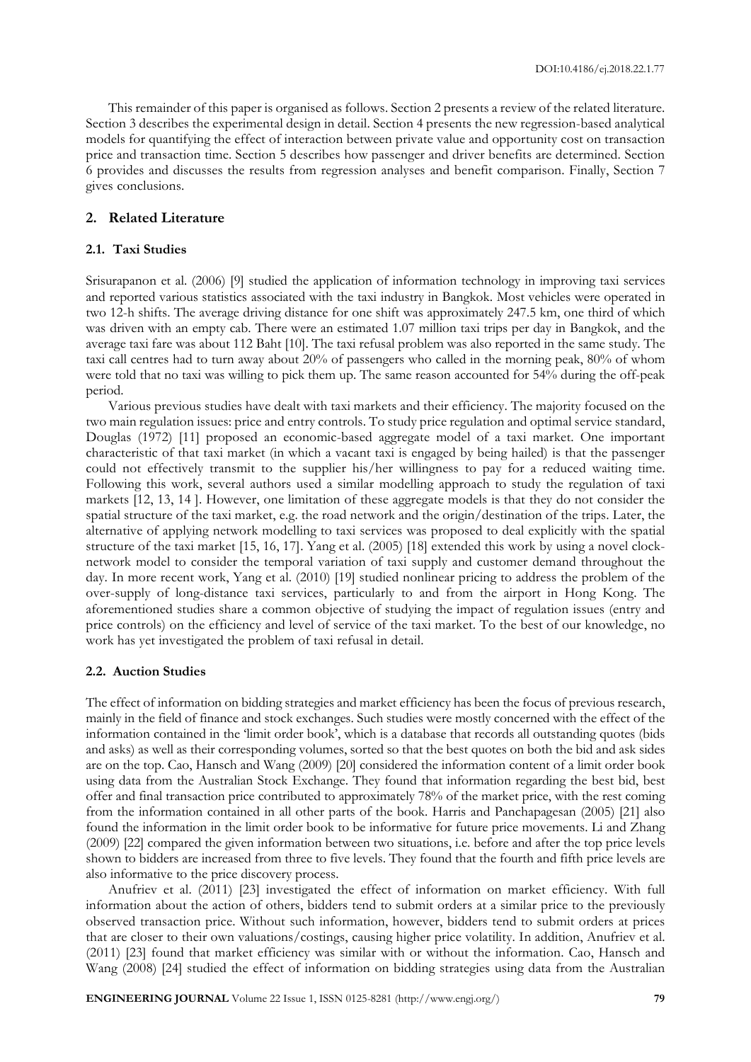This remainder of this paper is organised as follows. Section 2 presents a review of the related literature. Section 3 describes the experimental design in detail. Section 4 presents the new regression-based analytical models for quantifying the effect of interaction between private value and opportunity cost on transaction price and transaction time. Section 5 describes how passenger and driver benefits are determined. Section 6 provides and discusses the results from regression analyses and benefit comparison. Finally, Section 7 gives conclusions.

## 2. Related Literature

### 2.1. Taxi Studies

Srisurapanon et al. (2006) [9] studied the application of information technology in improving taxi services and reported various statistics associated with the taxi industry in Bangkok. Most vehicles were operated in two 12-h shifts. The average driving distance for one shift was approximately 247.5 km, one third of which was driven with an empty cab. There were an estimated 1.07 million taxi trips per day in Bangkok, and the average taxi fare was about 112 Baht [10]. The taxi refusal problem was also reported in the same study. The taxi call centres had to turn away about 20% of passengers who called in the morning peak, 80% of whom were told that no taxi was willing to pick them up. The same reason accounted for 54% during the off-peak period.

Various previous studies have dealt with taxi markets and their efficiency. The majority focused on the two main regulation issues: price and entry controls. To study price regulation and optimal service standard, Douglas (1972) [11] proposed an economic-based aggregate model of a taxi market. One important characteristic of that taxi market (in which a vacant taxi is engaged by being hailed) is that the passenger could not effectively transmit to the supplier his/her willingness to pay for a reduced waiting time. Following this work, several authors used a similar modelling approach to study the regulation of taxi markets [12, 13, 14 ]. However, one limitation of these aggregate models is that they do not consider the spatial structure of the taxi market, e.g. the road network and the origin/destination of the trips. Later, the alternative of applying network modelling to taxi services was proposed to deal explicitly with the spatial structure of the taxi market [15, 16, 17]. Yang et al. (2005) [18] extended this work by using a novel clock-network model to consider the temporal variation of taxi supply and customer demand throughout the day. In more recent work, Yang et al. (2010) [19] studied nonlinear pricing to address the problem of the over-supply of long-distance taxi services, particularly to and from the airport in Hong Kong. The aforementioned studies share a common objective of studying the impact of regulation issues (entry and price controls) on the efficiency and level of service of the taxi market. To the best of our knowledge, no work has yet investigated the problem of taxi refusal in detail.

### 2.2. Auction Studies

The effect of information on bidding strategies and market efficiency has been the focus of previous research, mainly in the field of finance and stock exchanges. Such studies were mostly concerned with the effect of the information contained in the 'limit order book', which is a database that records all outstanding quotes (bids and asks) as well as their corresponding volumes, sorted so that the best quotes on both the bid and ask sides are on the top. Cao, Hansch and Wang (2009) [20] considered the information content of a limit order book using data from the Australian Stock Exchange. They found that information regarding the best bid, best offer and final transaction price contributed to approximately 78% of the market price, with the rest coming from the information contained in all other parts of the book. Harris and Panchapagesan (2005) [21] also found the information in the limit order book to be informative for future price movements. Li and Zhang (2009) [22] compared the given information between two situations, i.e. before and after the top price levels shown to bidders are increased from three to five levels. They found that the fourth and fifth price levels are also informative to the price discovery process.

Anufriev et al. (2011) [23] investigated the effect of information on market efficiency. With full information about the action of others, bidders tend to submit orders at a similar price to the previously observed transaction price. Without such information, however, bidders tend to submit orders at prices that are closer to their own valuations/costings, causing higher price volatility. In addition, Anufriev et al. (2011) [23] found that market efficiency was similar with or without the information. Cao, Hansch and Wang (2008) [24] studied the effect of information on bidding strategies using data from the Australian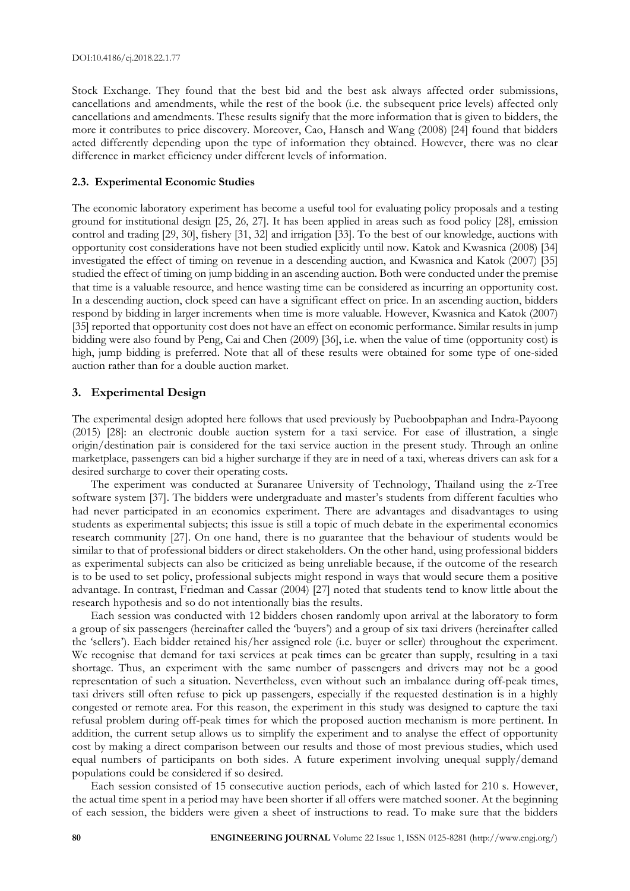Stock Exchange. They found that the best bid and the best ask always affected order submissions, cancellations and amendments, while the rest of the book (i.e. the subsequent price levels) affected only cancellations and amendments. These results signify that the more information that is given to bidders, the more it contributes to price discovery. Moreover, Cao, Hansch and Wang (2008) [24] found that bidders acted differently depending upon the type of information they obtained. However, there was no clear difference in market efficiency under different levels of information.

### 2.3. Experimental Economic Studies

The economic laboratory experiment has become a useful tool for evaluating policy proposals and a testing ground for institutional design [25, 26, 27]. It has been applied in areas such as food policy [28], emission control and trading [29, 30], fishery [31, 32] and irrigation [33]. To the best of our knowledge, auctions with opportunity cost considerations have not been studied explicitly until now. Katok and Kwasnica (2008) [34] investigated the effect of timing on revenue in a descending auction, and Kwasnica and Katok (2007) [35] studied the effect of timing on jump bidding in an ascending auction. Both were conducted under the premise that time is a valuable resource, and hence wasting time can be considered as incurring an opportunity cost. In a descending auction, clock speed can have a significant effect on price. In an ascending auction, bidders respond by bidding in larger increments when time is more valuable. However, Kwasnica and Katok (2007) [35] reported that opportunity cost does not have an effect on economic performance. Similar results in jump bidding were also found by Peng, Cai and Chen (2009) [36], i.e. when the value of time (opportunity cost) is high, jump bidding is preferred. Note that all of these results were obtained for some type of one-sided auction rather than for a double auction market.

## 3. Experimental Design

The experimental design adopted here follows that used previously by Pueboobpaphan and Indra-Payoong (2015) [28]: an electronic double auction system for a taxi service. For ease of illustration, a single origin/destination pair is considered for the taxi service auction in the present study. Through an online marketplace, passengers can bid a higher surcharge if they are in need of a taxi, whereas drivers can ask for a desired surcharge to cover their operating costs.

The experiment was conducted at Suranaree University of Technology, Thailand using the z-Tree software system [37]. The bidders were undergraduate and master's students from different faculties who had never participated in an economics experiment. There are advantages and disadvantages to using students as experimental subjects; this issue is still a topic of much debate in the experimental economics research community [27]. On one hand, there is no guarantee that the behaviour of students would be similar to that of professional bidders or direct stakeholders. On the other hand, using professional bidders as experimental subjects can also be criticized as being unreliable because, if the outcome of the research is to be used to set policy, professional subjects might respond in ways that would secure them a positive advantage. In contrast, Friedman and Cassar (2004) [27] noted that students tend to know little about the research hypothesis and so do not intentionally bias the results.

Each session was conducted with 12 bidders chosen randomly upon arrival at the laboratory to form a group of six passengers (hereinafter called the 'buyers') and a group of six taxi drivers (hereinafter called the 'sellers'). Each bidder retained his/her assigned role (i.e. buyer or seller) throughout the experiment. We recognise that demand for taxi services at peak times can be greater than supply, resulting in a taxi shortage. Thus, an experiment with the same number of passengers and drivers may not be a good representation of such a situation. Nevertheless, even without such an imbalance during off-peak times, taxi drivers still often refuse to pick up passengers, especially if the requested destination is in a highly congested or remote area. For this reason, the experiment in this study was designed to capture the taxi refusal problem during off-peak times for which the proposed auction mechanism is more pertinent. In addition, the current setup allows us to simplify the experiment and to analyse the effect of opportunity cost by making a direct comparison between our results and those of most previous studies, which used equal numbers of participants on both sides. A future experiment involving unequal supply/demand populations could be considered if so desired.

Each session consisted of 15 consecutive auction periods, each of which lasted for 210 s. However, the actual time spent in a period may have been shorter if all offers were matched sooner. At the beginning of each session, the bidders were given a sheet of instructions to read. To make sure that the bidders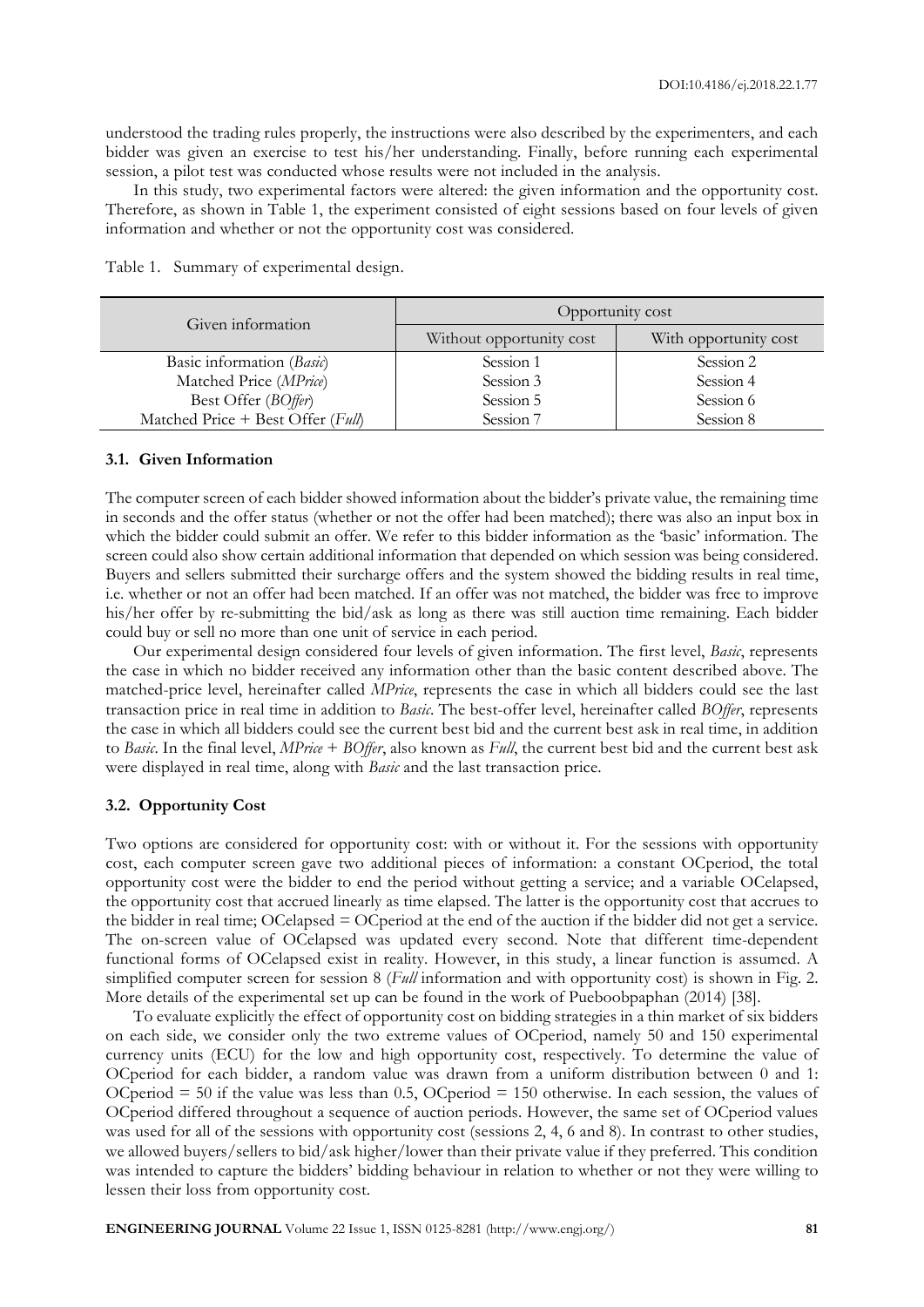understood the trading rules properly, the instructions were also described by the experimenters, and each bidder was given an exercise to test his/her understanding. Finally, before running each experimental session, a pilot test was conducted whose results were not included in the analysis.

In this study, two experimental factors were altered: the given information and the opportunity cost. Therefore, as shown in Table 1, the experiment consisted of eight sessions based on four levels of given information and whether or not the opportunity cost was considered.

Table 1. Summary of experimental design.

| Given information | Opportunity cost | |
|---|---|---|
| | Without opportunity cost | With opportunity cost |
| Basic information (*Basic*) | Session 1 | Session 2 |
| Matched Price (*MPrice*) | Session 3 | Session 4 |
| Best Offer (*BOffer*) | Session 5 | Session 6 |
| Matched Price + Best Offer (*Full*) | Session 7 | Session 8 |

### 3.1. Given Information

The computer screen of each bidder showed information about the bidder's private value, the remaining time in seconds and the offer status (whether or not the offer had been matched); there was also an input box in which the bidder could submit an offer. We refer to this bidder information as the 'basic' information. The screen could also show certain additional information that depended on which session was being considered. Buyers and sellers submitted their surcharge offers and the system showed the bidding results in real time, i.e. whether or not an offer had been matched. If an offer was not matched, the bidder was free to improve his/her offer by re-submitting the bid/ask as long as there was still auction time remaining. Each bidder could buy or sell no more than one unit of service in each period.

Our experimental design considered four levels of given information. The first level, *Basic*, represents the case in which no bidder received any information other than the basic content described above. The matched-price level, hereinafter called *MPrice*, represents the case in which all bidders could see the last transaction price in real time in addition to *Basic*. The best-offer level, hereinafter called *BOffer*, represents the case in which all bidders could see the current best bid and the current best ask in real time, in addition to *Basic*. In the final level, *MPrice + BOffer*, also known as *Full*, the current best bid and the current best ask were displayed in real time, along with *Basic* and the last transaction price.

### 3.2. Opportunity Cost

Two options are considered for opportunity cost: with or without it. For the sessions with opportunity cost, each computer screen gave two additional pieces of information: a constant OCperiod, the total opportunity cost were the bidder to end the period without getting a service; and a variable OCelapsed, the opportunity cost that accrued linearly as time elapsed. The latter is the opportunity cost that accrues to the bidder in real time; OCelapsed = OCperiod at the end of the auction if the bidder did not get a service. The on-screen value of OCelapsed was updated every second. Note that different time-dependent functional forms of OCelapsed exist in reality. However, in this study, a linear function is assumed. A simplified computer screen for session 8 (*Full* information and with opportunity cost) is shown in Fig. 2. More details of the experimental set up can be found in the work of Pueboobpaphan (2014) [38].

To evaluate explicitly the effect of opportunity cost on bidding strategies in a thin market of six bidders on each side, we consider only the two extreme values of OCperiod, namely 50 and 150 experimental currency units (ECU) for the low and high opportunity cost, respectively. To determine the value of OCperiod for each bidder, a random value was drawn from a uniform distribution between 0 and 1: OCperiod = 50 if the value was less than 0.5, OCperiod = 150 otherwise. In each session, the values of OCperiod differed throughout a sequence of auction periods. However, the same set of OCperiod values was used for all of the sessions with opportunity cost (sessions 2, 4, 6 and 8). In contrast to other studies, we allowed buyers/sellers to bid/ask higher/lower than their private value if they preferred. This condition was intended to capture the bidders' bidding behaviour in relation to whether or not they were willing to lessen their loss from opportunity cost.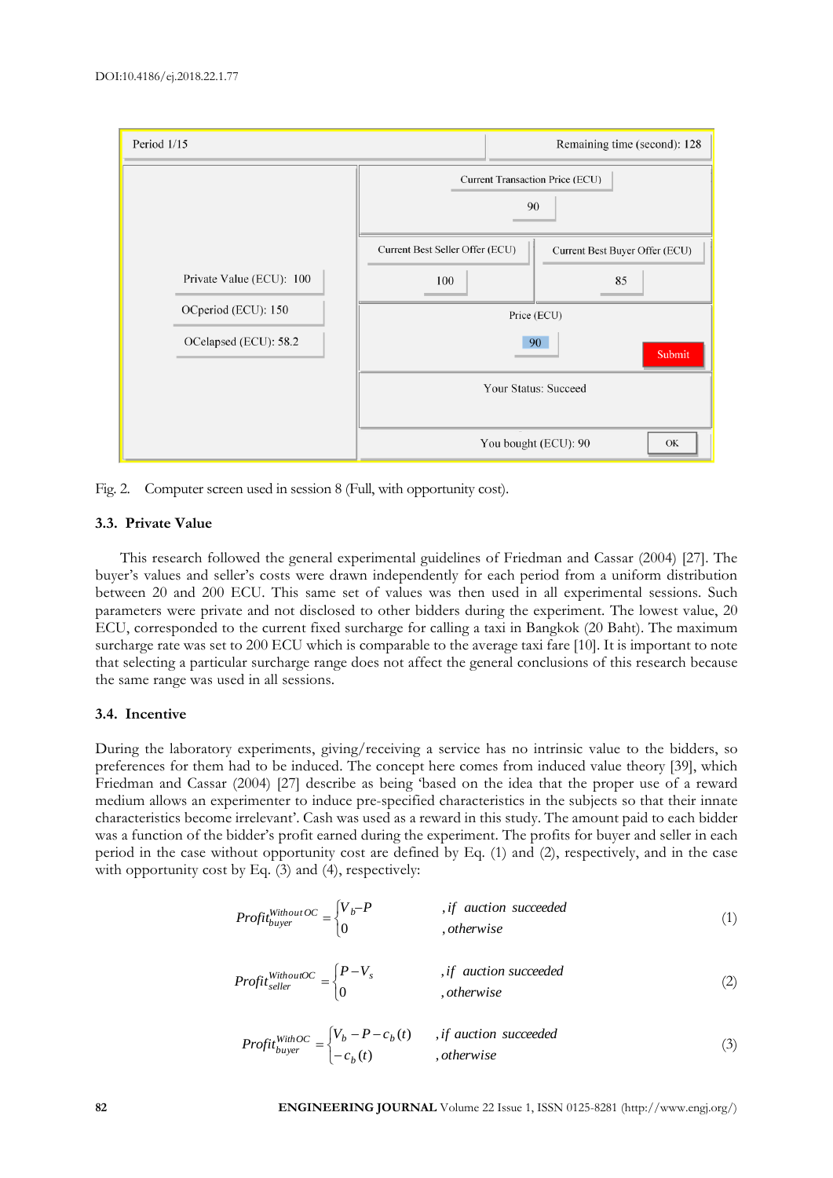Period 1/15

Remaining time (second): 128

Current Transaction Price (ECU)

90

Current Best Seller Offer (ECU)

100

Current Best Buyer Offer (ECU)

85

Private Value (ECU): 100

OCperiod (ECU): 150

OCelapsed (ECU): 58.2

Price (ECU)

90

Submit

Your Status: Succeed

You bought (ECU): 90

OK

Fig. 2. Computer screen used in session 8 (Full, with opportunity cost).

### 3.3. Private Value

This research followed the general experimental guidelines of Friedman and Cassar (2004) [27]. The buyer's values and seller's costs were drawn independently for each period from a uniform distribution between 20 and 200 ECU. This same set of values was then used in all experimental sessions. Such parameters were private and not disclosed to other bidders during the experiment. The lowest value, 20 ECU, corresponded to the current fixed surcharge for calling a taxi in Bangkok (20 Baht). The maximum surcharge rate was set to 200 ECU which is comparable to the average taxi fare [10]. It is important to note that selecting a particular surcharge range does not affect the general conclusions of this research because the same range was used in all sessions.

### 3.4. Incentive

During the laboratory experiments, giving/receiving a service has no intrinsic value to the bidders, so preferences for them had to be induced. The concept here comes from induced value theory [39], which Friedman and Cassar (2004) [27] describe as being 'based on the idea that the proper use of a reward medium allows an experimenter to induce pre-specified characteristics in the subjects so that their innate characteristics become irrelevant'. Cash was used as a reward in this study. The amount paid to each bidder was a function of the bidder's profit earned during the experiment. The profits for buyer and seller in each period in the case without opportunity cost are defined by Eq. (1) and (2), respectively, and in the case with opportunity cost by Eq. (3) and (4), respectively:

$$Profit_{buyer}^{Without\,OC} = \begin{cases} V_b - P & ,\textit{if auction succeeded} \\ 0 & ,\textit{otherwise} \end{cases} \quad (1)$$

$$Profit_{seller}^{WithoutOC} = \begin{cases} P - V_s & ,\textit{if auction succeeded} \\ 0 & ,\textit{otherwise} \end{cases} \quad (2)$$

$$Profit_{buyer}^{WithOC} = \begin{cases} V_b - P - c_b(t) & ,\textit{if auction succeeded} \\ -c_b(t) & ,\textit{otherwise} \end{cases} \quad (3)$$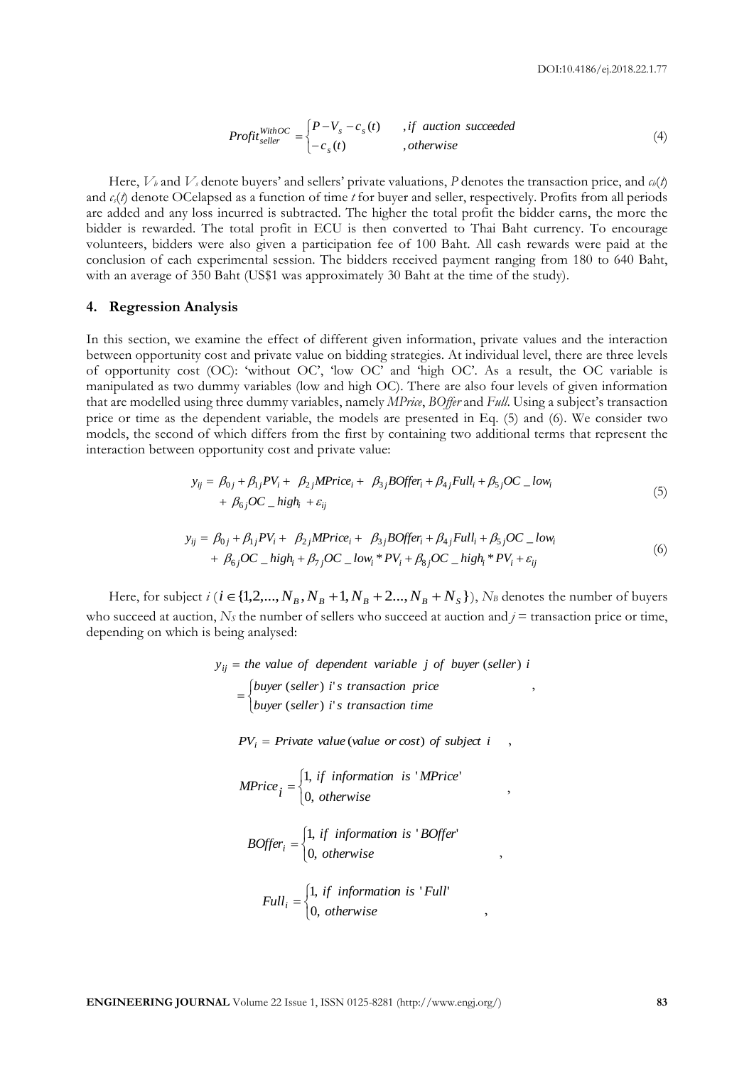$$Profit_{seller}^{WithOC} = \begin{cases} P - V_s - c_s(t) & , if\ auction\ succeeded \\ -c_s(t) & , otherwise \end{cases} \tag{4}$$

Here, $V_b$ and $V_s$ denote buyers' and sellers' private valuations, $P$ denotes the transaction price, and $c_b(t)$ and $c_s(t)$ denote OCelapsed as a function of time $t$ for buyer and seller, respectively. Profits from all periods are added and any loss incurred is subtracted. The higher the total profit the bidder earns, the more the bidder is rewarded. The total profit in ECU is then converted to Thai Baht currency. To encourage volunteers, bidders were also given a participation fee of 100 Baht. All cash rewards were paid at the conclusion of each experimental session. The bidders received payment ranging from 180 to 640 Baht, with an average of 350 Baht (US$1 was approximately 30 Baht at the time of the study).

## 4. Regression Analysis

In this section, we examine the effect of different given information, private values and the interaction between opportunity cost and private value on bidding strategies. At individual level, there are three levels of opportunity cost (OC): 'without OC', 'low OC' and 'high OC'. As a result, the OC variable is manipulated as two dummy variables (low and high OC). There are also four levels of given information that are modelled using three dummy variables, namely *MPrice*, *BOffer* and *Full*. Using a subject's transaction price or time as the dependent variable, the models are presented in Eq. (5) and (6). We consider two models, the second of which differs from the first by containing two additional terms that represent the interaction between opportunity cost and private value:

$$y_{ij} = \beta_{0j} + \beta_{1j}PV_i + \beta_{2j}MPrice_i + \beta_{3j}BOffer_i + \beta_{4j}Full_i + \beta_{5j}OC\_low_i + \beta_{6j}OC\_high_i + \varepsilon_{ij} \tag{5}$$

$$y_{ij} = \beta_{0j} + \beta_{1j}PV_i + \beta_{2j}MPrice_i + \beta_{3j}BOffer_i + \beta_{4j}Full_i + \beta_{5j}OC\_low_i + \beta_{6j}OC\_high_i + \beta_{7j}OC\_low_i * PV_i + \beta_{8j}OC\_high_i * PV_i + \varepsilon_{ij} \tag{6}$$

Here, for subject $i$ ($i \in \{1, 2, ..., N_B, N_B + 1, N_B + 2..., N_B + N_S\}$), $N_B$ denotes the number of buyers who succeed at auction, $N_S$ the number of sellers who succeed at auction and $j$ = transaction price or time, depending on which is being analysed:

$$y_{ij} = the\ value\ of\ dependent\ variable\ j\ of\ buyer\ (seller)\ i$$
$$= \begin{cases} buyer\ (seller)\ i's\ transaction\ price \\ buyer\ (seller)\ i's\ transaction\ time \end{cases},$$

$$PV_i = Private\ value\ (value\ or\ cost)\ of\ subject\ i \quad ,$$

$$MPrice_i = \begin{cases} 1, & if\ information\ is\ 'MPrice' \\ 0, & otherwise \end{cases},$$

$$BOffer_i = \begin{cases} 1, & if\ information\ is\ 'BOffer' \\ 0, & otherwise \end{cases},$$

$$Full_i = \begin{cases} 1, & if\ information\ is\ 'Full' \\ 0, & otherwise \end{cases},$$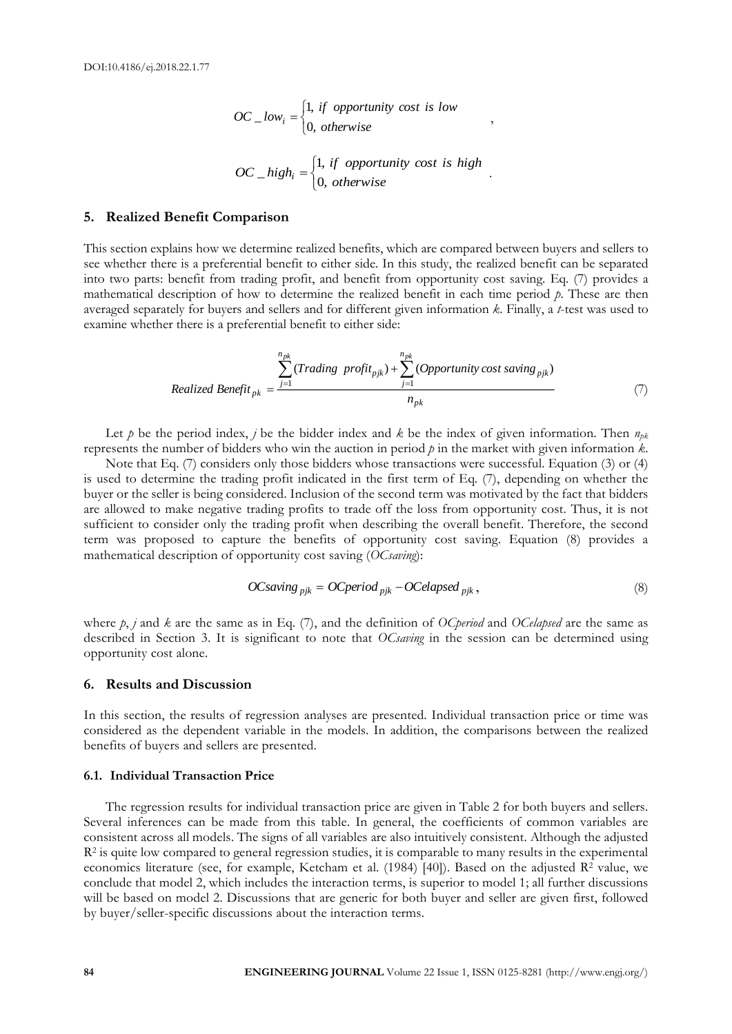$$OC\_low_i = \begin{cases} 1, \text{ if opportunity cost is low} \\ 0, \text{ otherwise} \end{cases},$$

$$OC\_high_i = \begin{cases} 1, \text{ if opportunity cost is high} \\ 0, \text{ otherwise} \end{cases}.$$

## 5. Realized Benefit Comparison

This section explains how we determine realized benefits, which are compared between buyers and sellers to see whether there is a preferential benefit to either side. In this study, the realized benefit can be separated into two parts: benefit from trading profit, and benefit from opportunity cost saving. Eq. (7) provides a mathematical description of how to determine the realized benefit in each time period $p$. These are then averaged separately for buyers and sellers and for different given information $k$. Finally, a $t$-test was used to examine whether there is a preferential benefit to either side:

$$Realized\ Benefit_{pk} = \frac{\sum_{j=1}^{n_{pk}} (Trading\ \ profit_{pjk}) + \sum_{j=1}^{n_{pk}} (Opportunity\ cost\ saving_{pjk})}{n_{pk}} \tag{7}$$

Let $p$ be the period index, $j$ be the bidder index and $k$ be the index of given information. Then $n_{pk}$ represents the number of bidders who win the auction in period $p$ in the market with given information $k$.

Note that Eq. (7) considers only those bidders whose transactions were successful. Equation (3) or (4) is used to determine the trading profit indicated in the first term of Eq. (7), depending on whether the buyer or the seller is being considered. Inclusion of the second term was motivated by the fact that bidders are allowed to make negative trading profits to trade off the loss from opportunity cost. Thus, it is not sufficient to consider only the trading profit when describing the overall benefit. Therefore, the second term was proposed to capture the benefits of opportunity cost saving. Equation (8) provides a mathematical description of opportunity cost saving (*OCsaving*):

$$OCsaving_{pjk} = OCperiod_{pjk} - OCelapsed_{pjk}, \tag{8}$$

where $p$, $j$ and $k$ are the same as in Eq. (7), and the definition of *OCperiod* and *OCelapsed* are the same as described in Section 3. It is significant to note that *OCsaving* in the session can be determined using opportunity cost alone.

## 6. Results and Discussion

In this section, the results of regression analyses are presented. Individual transaction price or time was considered as the dependent variable in the models. In addition, the comparisons between the realized benefits of buyers and sellers are presented.

### 6.1. Individual Transaction Price

The regression results for individual transaction price are given in Table 2 for both buyers and sellers. Several inferences can be made from this table. In general, the coefficients of common variables are consistent across all models. The signs of all variables are also intuitively consistent. Although the adjusted $R^2$ is quite low compared to general regression studies, it is comparable to many results in the experimental economics literature (see, for example, Ketcham et al. (1984) [40]). Based on the adjusted $R^2$ value, we conclude that model 2, which includes the interaction terms, is superior to model 1; all further discussions will be based on model 2. Discussions that are generic for both buyer and seller are given first, followed by buyer/seller-specific discussions about the interaction terms.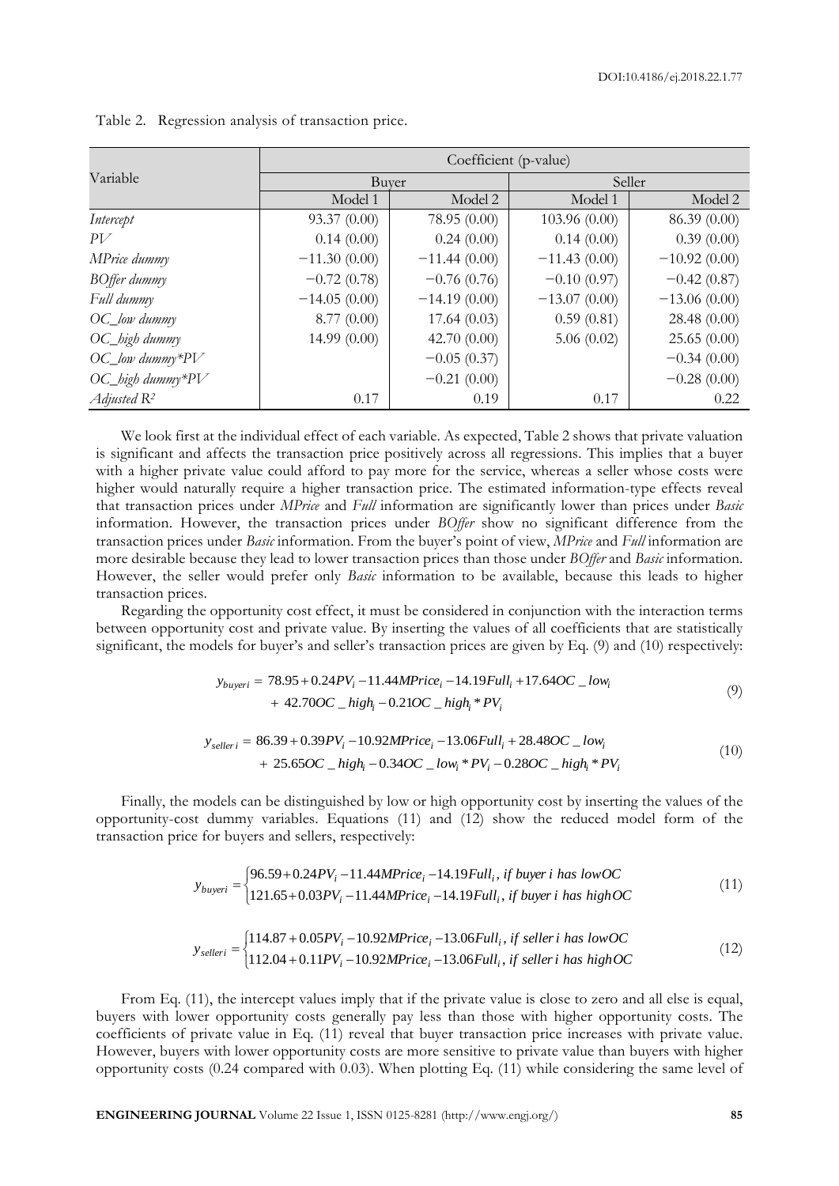Table 2. Regression analysis of transaction price.

| Variable | Coefficient (p-value) | | | |
|---|---|---|---|---|
| | Buyer | | Seller | |
| | Model 1 | Model 2 | Model 1 | Model 2 |
| *Intercept* | 93.37 (0.00) | 78.95 (0.00) | 103.96 (0.00) | 86.39 (0.00) |
| *PV* | 0.14 (0.00) | 0.24 (0.00) | 0.14 (0.00) | 0.39 (0.00) |
| *MPrice dummy* | −11.30 (0.00) | −11.44 (0.00) | −11.43 (0.00) | −10.92 (0.00) |
| *BOffer dummy* | −0.72 (0.78) | −0.76 (0.76) | −0.10 (0.97) | −0.42 (0.87) |
| *Full dummy* | −14.05 (0.00) | −14.19 (0.00) | −13.07 (0.00) | −13.06 (0.00) |
| *OC_low dummy* | 8.77 (0.00) | 17.64 (0.03) | 0.59 (0.81) | 28.48 (0.00) |
| *OC_high dummy* | 14.99 (0.00) | 42.70 (0.00) | 5.06 (0.02) | 25.65 (0.00) |
| *OC_low dummy*PV* | | −0.05 (0.37) | | −0.34 (0.00) |
| *OC_high dummy*PV* | | −0.21 (0.00) | | −0.28 (0.00) |
| *Adjusted* $R^2$ | 0.17 | 0.19 | 0.17 | 0.22 |

We look first at the individual effect of each variable. As expected, Table 2 shows that private valuation is significant and affects the transaction price positively across all regressions. This implies that a buyer with a higher private value could afford to pay more for the service, whereas a seller whose costs were higher would naturally require a higher transaction price. The estimated information-type effects reveal that transaction prices under *MPrice* and *Full* information are significantly lower than prices under *Basic* information. However, the transaction prices under *BOffer* show no significant difference from the transaction prices under *Basic* information. From the buyer's point of view, *MPrice* and *Full* information are more desirable because they lead to lower transaction prices than those under *BOffer* and *Basic* information. However, the seller would prefer only *Basic* information to be available, because this leads to higher transaction prices.

Regarding the opportunity cost effect, it must be considered in conjunction with the interaction terms between opportunity cost and private value. By inserting the values of all coefficients that are statistically significant, the models for buyer's and seller's transaction prices are given by Eq. (9) and (10) respectively:

$$y_{buyer\,i} = 78.95 + 0.24PV_i - 11.44MPrice_i - 14.19Full_i + 17.64OC\_low_i + 42.70OC\_high_i - 0.21OC\_high_i * PV_i \tag{9}$$

$$y_{seller\,i} = 86.39 + 0.39PV_i - 10.92MPrice_i - 13.06Full_i + 28.48OC\_low_i + 25.65OC\_high_i - 0.34OC\_low_i * PV_i - 0.28OC\_high_i * PV_i \tag{10}$$

Finally, the models can be distinguished by low or high opportunity cost by inserting the values of the opportunity-cost dummy variables. Equations (11) and (12) show the reduced model form of the transaction price for buyers and sellers, respectively:

$$y_{buyer\,i} = \begin{cases} 96.59 + 0.24PV_i - 11.44MPrice_i - 14.19Full_i, \text{ if buyer } i \text{ has lowOC} \\ 121.65 + 0.03PV_i - 11.44MPrice_i - 14.19Full_i, \text{ if buyer } i \text{ has highOC} \end{cases} \tag{11}$$

$$y_{seller\,i} = \begin{cases} 114.87 + 0.05PV_i - 10.92MPrice_i - 13.06Full_i, \text{ if seller } i \text{ has lowOC} \\ 112.04 + 0.11PV_i - 10.92MPrice_i - 13.06Full_i, \text{ if seller } i \text{ has highOC} \end{cases} \tag{12}$$

From Eq. (11), the intercept values imply that if the private value is close to zero and all else is equal, buyers with lower opportunity costs generally pay less than those with higher opportunity costs. The coefficients of private value in Eq. (11) reveal that buyer transaction price increases with private value. However, buyers with lower opportunity costs are more sensitive to private value than buyers with higher opportunity costs (0.24 compared with 0.03). When plotting Eq. (11) while considering the same level of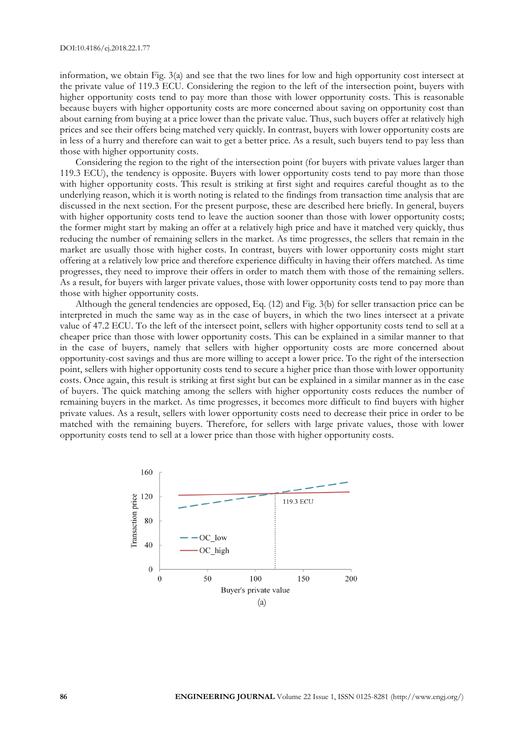information, we obtain Fig. 3(a) and see that the two lines for low and high opportunity cost intersect at the private value of 119.3 ECU. Considering the region to the left of the intersection point, buyers with higher opportunity costs tend to pay more than those with lower opportunity costs. This is reasonable because buyers with higher opportunity costs are more concerned about saving on opportunity cost than about earning from buying at a price lower than the private value. Thus, such buyers offer at relatively high prices and see their offers being matched very quickly. In contrast, buyers with lower opportunity costs are in less of a hurry and therefore can wait to get a better price. As a result, such buyers tend to pay less than those with higher opportunity costs.

Considering the region to the right of the intersection point (for buyers with private values larger than 119.3 ECU), the tendency is opposite. Buyers with lower opportunity costs tend to pay more than those with higher opportunity costs. This result is striking at first sight and requires careful thought as to the underlying reason, which it is worth noting is related to the findings from transaction time analysis that are discussed in the next section. For the present purpose, these are described here briefly. In general, buyers with higher opportunity costs tend to leave the auction sooner than those with lower opportunity costs; the former might start by making an offer at a relatively high price and have it matched very quickly, thus reducing the number of remaining sellers in the market. As time progresses, the sellers that remain in the market are usually those with higher costs. In contrast, buyers with lower opportunity costs might start offering at a relatively low price and therefore experience difficulty in having their offers matched. As time progresses, they need to improve their offers in order to match them with those of the remaining sellers. As a result, for buyers with larger private values, those with lower opportunity costs tend to pay more than those with higher opportunity costs.

Although the general tendencies are opposed, Eq. (12) and Fig. 3(b) for seller transaction price can be interpreted in much the same way as in the case of buyers, in which the two lines intersect at a private value of 47.2 ECU. To the left of the intersect point, sellers with higher opportunity costs tend to sell at a cheaper price than those with lower opportunity costs. This can be explained in a similar manner to that in the case of buyers, namely that sellers with higher opportunity costs are more concerned about opportunity-cost savings and thus are more willing to accept a lower price. To the right of the intersection point, sellers with higher opportunity costs tend to secure a higher price than those with lower opportunity costs. Once again, this result is striking at first sight but can be explained in a similar manner as in the case of buyers. The quick matching among the sellers with higher opportunity costs reduces the number of remaining buyers in the market. As time progresses, it becomes more difficult to find buyers with higher private values. As a result, sellers with lower opportunity costs need to decrease their price in order to be matched with the remaining buyers. Therefore, for sellers with large private values, those with lower opportunity costs tend to sell at a lower price than those with higher opportunity costs.

Transaction price

160
120
80
40
0

0
50
100
150
200

Buyer's private value

119.3 ECU

OC_low
OC_high

(a)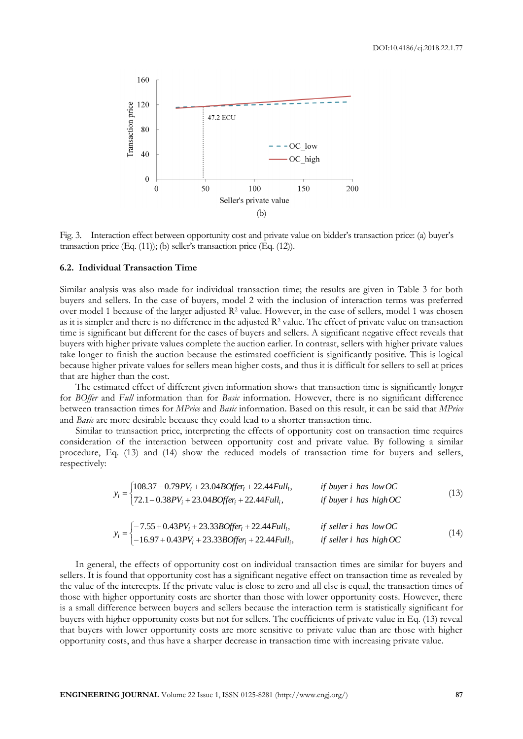160
120
80
40
0
Transaction price
0
50
100
150
200
Seller's private value
47.2 ECU
OC_low
OC_high
(b)

Fig. 3. Interaction effect between opportunity cost and private value on bidder's transaction price: (a) buyer's transaction price (Eq. (11)); (b) seller's transaction price (Eq. (12)).

### 6.2. Individual Transaction Time

Similar analysis was also made for individual transaction time; the results are given in Table 3 for both buyers and sellers. In the case of buyers, model 2 with the inclusion of interaction terms was preferred over model 1 because of the larger adjusted $R^2$ value. However, in the case of sellers, model 1 was chosen as it is simpler and there is no difference in the adjusted $R^2$ value. The effect of private value on transaction time is significant but different for the cases of buyers and sellers. A significant negative effect reveals that buyers with higher private values complete the auction earlier. In contrast, sellers with higher private values take longer to finish the auction because the estimated coefficient is significantly positive. This is logical because higher private values for sellers mean higher costs, and thus it is difficult for sellers to sell at prices that are higher than the cost.

The estimated effect of different given information shows that transaction time is significantly longer for *BOffer* and *Full* information than for *Basic* information. However, there is no significant difference between transaction times for *MPrice* and *Basic* information. Based on this result, it can be said that *MPrice* and *Basic* are more desirable because they could lead to a shorter transaction time.

Similar to transaction price, interpreting the effects of opportunity cost on transaction time requires consideration of the interaction between opportunity cost and private value. By following a similar procedure, Eq. (13) and (14) show the reduced models of transaction time for buyers and sellers, respectively:

$$y_i = \begin{cases} 108.37 - 0.79PV_i + 23.04BOffer_i + 22.44Full_i, & \text{if buyer } i \text{ has low } OC \\ 72.1 - 0.38PV_i + 23.04BOffer_i + 22.44Full_i, & \text{if buyer } i \text{ has high } OC \end{cases} \tag{13}$$

$$y_i = \begin{cases} -7.55 + 0.43PV_i + 23.33BOffer_i + 22.44Full_i, & \text{if seller } i \text{ has low } OC \\ -16.97 + 0.43PV_i + 23.33BOffer_i + 22.44Full_i, & \text{if seller } i \text{ has high } OC \end{cases} \tag{14}$$

In general, the effects of opportunity cost on individual transaction times are similar for buyers and sellers. It is found that opportunity cost has a significant negative effect on transaction time as revealed by the value of the intercepts. If the private value is close to zero and all else is equal, the transaction times of those with higher opportunity costs are shorter than those with lower opportunity costs. However, there is a small difference between buyers and sellers because the interaction term is statistically significant for buyers with higher opportunity costs but not for sellers. The coefficients of private value in Eq. (13) reveal that buyers with lower opportunity costs are more sensitive to private value than are those with higher opportunity costs, and thus have a sharper decrease in transaction time with increasing private value.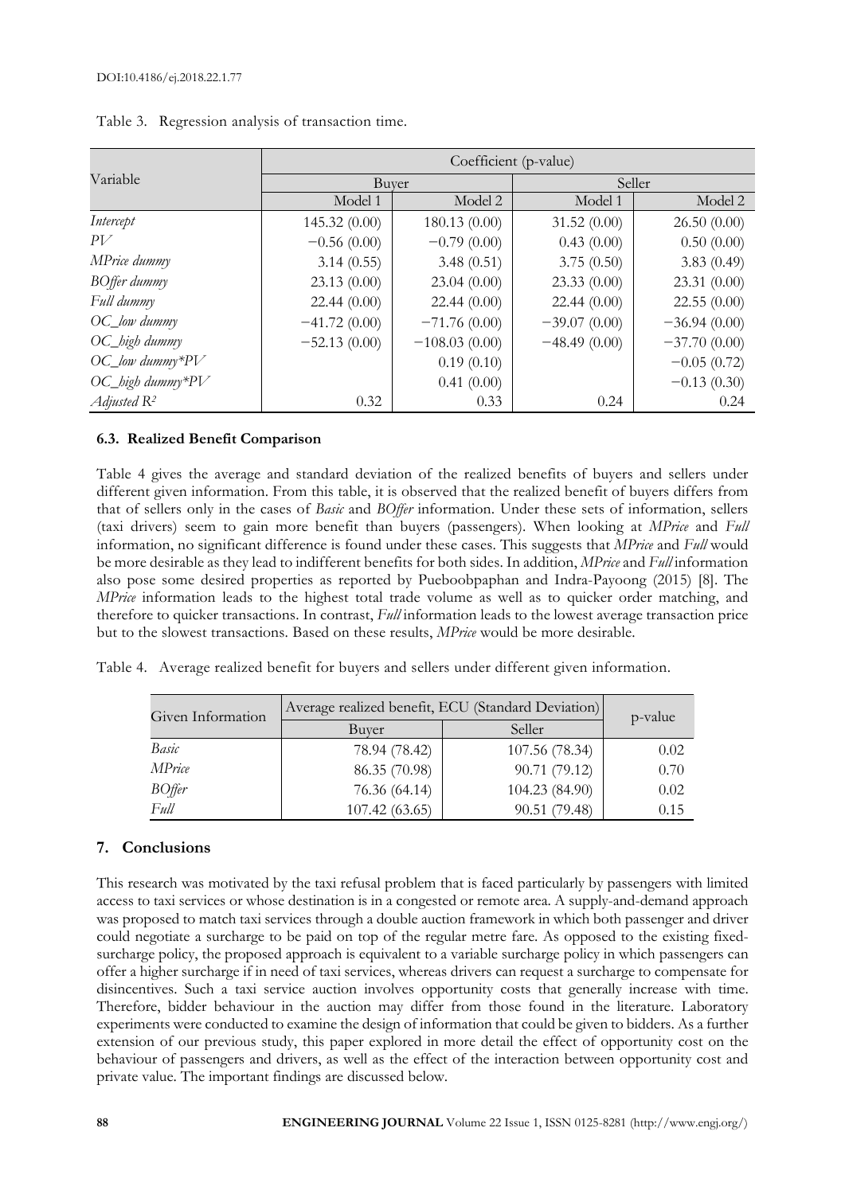Table 3. Regression analysis of transaction time.

| Variable | Coefficient (p-value) | | | |
|---|---|---|---|---|
| | Buyer | | Seller | |
| | Model 1 | Model 2 | Model 1 | Model 2 |
| *Intercept* | 145.32 (0.00) | 180.13 (0.00) | 31.52 (0.00) | 26.50 (0.00) |
| *PV* | −0.56 (0.00) | −0.79 (0.00) | 0.43 (0.00) | 0.50 (0.00) |
| *MPrice dummy* | 3.14 (0.55) | 3.48 (0.51) | 3.75 (0.50) | 3.83 (0.49) |
| *BOffer dummy* | 23.13 (0.00) | 23.04 (0.00) | 23.33 (0.00) | 23.31 (0.00) |
| *Full dummy* | 22.44 (0.00) | 22.44 (0.00) | 22.44 (0.00) | 22.55 (0.00) |
| *OC_low dummy* | −41.72 (0.00) | −71.76 (0.00) | −39.07 (0.00) | −36.94 (0.00) |
| *OC_high dummy* | −52.13 (0.00) | −108.03 (0.00) | −48.49 (0.00) | −37.70 (0.00) |
| *OC_low dummy*PV* | | 0.19 (0.10) | | −0.05 (0.72) |
| *OC_high dummy*PV* | | 0.41 (0.00) | | −0.13 (0.30) |
| *Adjusted* $R^2$ | 0.32 | 0.33 | 0.24 | 0.24 |

### 6.3. Realized Benefit Comparison

Table 4 gives the average and standard deviation of the realized benefits of buyers and sellers under different given information. From this table, it is observed that the realized benefit of buyers differs from that of sellers only in the cases of *Basic* and *BOffer* information. Under these sets of information, sellers (taxi drivers) seem to gain more benefit than buyers (passengers). When looking at *MPrice* and *Full* information, no significant difference is found under these cases. This suggests that *MPrice* and *Full* would be more desirable as they lead to indifferent benefits for both sides. In addition, *MPrice* and *Full* information also pose some desired properties as reported by Pueboobpaphan and Indra-Payoong (2015) [8]. The *MPrice* information leads to the highest total trade volume as well as to quicker order matching, and therefore to quicker transactions. In contrast, *Full* information leads to the lowest average transaction price but to the slowest transactions. Based on these results, *MPrice* would be more desirable.

Table 4. Average realized benefit for buyers and sellers under different given information.

| Given Information | Average realized benefit, ECU (Standard Deviation) | | p-value |
|---|---|---|---|
| | Buyer | Seller | |
| *Basic* | 78.94 (78.42) | 107.56 (78.34) | 0.02 |
| *MPrice* | 86.35 (70.98) | 90.71 (79.12) | 0.70 |
| *BOffer* | 76.36 (64.14) | 104.23 (84.90) | 0.02 |
| *Full* | 107.42 (63.65) | 90.51 (79.48) | 0.15 |

## 7. Conclusions

This research was motivated by the taxi refusal problem that is faced particularly by passengers with limited access to taxi services or whose destination is in a congested or remote area. A supply-and-demand approach was proposed to match taxi services through a double auction framework in which both passenger and driver could negotiate a surcharge to be paid on top of the regular metre fare. As opposed to the existing fixed-surcharge policy, the proposed approach is equivalent to a variable surcharge policy in which passengers can offer a higher surcharge if in need of taxi services, whereas drivers can request a surcharge to compensate for disincentives. Such a taxi service auction involves opportunity costs that generally increase with time. Therefore, bidder behaviour in the auction may differ from those found in the literature. Laboratory experiments were conducted to examine the design of information that could be given to bidders. As a further extension of our previous study, this paper explored in more detail the effect of opportunity cost on the behaviour of passengers and drivers, as well as the effect of the interaction between opportunity cost and private value. The important findings are discussed below.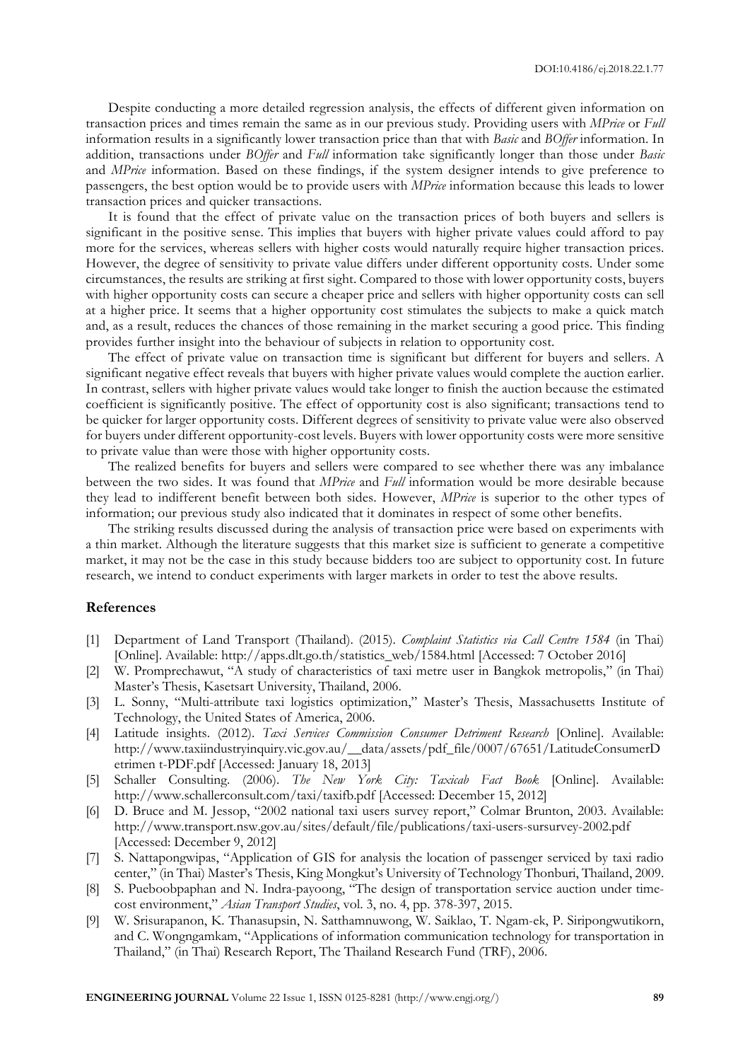Despite conducting a more detailed regression analysis, the effects of different given information on transaction prices and times remain the same as in our previous study. Providing users with *MPrice* or *Full* information results in a significantly lower transaction price than that with *Basic* and *BOffer* information. In addition, transactions under *BOffer* and *Full* information take significantly longer than those under *Basic* and *MPrice* information. Based on these findings, if the system designer intends to give preference to passengers, the best option would be to provide users with *MPrice* information because this leads to lower transaction prices and quicker transactions.

It is found that the effect of private value on the transaction prices of both buyers and sellers is significant in the positive sense. This implies that buyers with higher private values could afford to pay more for the services, whereas sellers with higher costs would naturally require higher transaction prices. However, the degree of sensitivity to private value differs under different opportunity costs. Under some circumstances, the results are striking at first sight. Compared to those with lower opportunity costs, buyers with higher opportunity costs can secure a cheaper price and sellers with higher opportunity costs can sell at a higher price. It seems that a higher opportunity cost stimulates the subjects to make a quick match and, as a result, reduces the chances of those remaining in the market securing a good price. This finding provides further insight into the behaviour of subjects in relation to opportunity cost.

The effect of private value on transaction time is significant but different for buyers and sellers. A significant negative effect reveals that buyers with higher private values would complete the auction earlier. In contrast, sellers with higher private values would take longer to finish the auction because the estimated coefficient is significantly positive. The effect of opportunity cost is also significant; transactions tend to be quicker for larger opportunity costs. Different degrees of sensitivity to private value were also observed for buyers under different opportunity-cost levels. Buyers with lower opportunity costs were more sensitive to private value than were those with higher opportunity costs.

The realized benefits for buyers and sellers were compared to see whether there was any imbalance between the two sides. It was found that *MPrice* and *Full* information would be more desirable because they lead to indifferent benefit between both sides. However, *MPrice* is superior to the other types of information; our previous study also indicated that it dominates in respect of some other benefits.

The striking results discussed during the analysis of transaction price were based on experiments with a thin market. Although the literature suggests that this market size is sufficient to generate a competitive market, it may not be the case in this study because bidders too are subject to opportunity cost. In future research, we intend to conduct experiments with larger markets in order to test the above results.

## References

[1] Department of Land Transport (Thailand). (2015). *Complaint Statistics via Call Centre 1584* (in Thai) [Online]. Available: http://apps.dlt.go.th/statistics_web/1584.html [Accessed: 7 October 2016]

[2] W. Promprechawut, "A study of characteristics of taxi metre user in Bangkok metropolis," (in Thai) Master's Thesis, Kasetsart University, Thailand, 2006.

[3] L. Sonny, "Multi-attribute taxi logistics optimization," Master's Thesis, Massachusetts Institute of Technology, the United States of America, 2006.

[4] Latitude insights. (2012). *Taxi Services Commission Consumer Detriment Research* [Online]. Available: http://www.taxiindustryinquiry.vic.gov.au/__data/assets/pdf_file/0007/67651/LatitudeConsumerDetrimen t-PDF.pdf [Accessed: January 18, 2013]

[5] Schaller Consulting. (2006). *The New York City: Taxicab Fact Book* [Online]. Available: http://www.schallerconsult.com/taxi/taxifb.pdf [Accessed: December 15, 2012]

[6] D. Bruce and M. Jessop, "2002 national taxi users survey report," Colmar Brunton, 2003. Available: http://www.transport.nsw.gov.au/sites/default/file/publications/taxi-users-sursurvey-2002.pdf [Accessed: December 9, 2012]

[7] S. Nattapongwipas, "Application of GIS for analysis the location of passenger serviced by taxi radio center," (in Thai) Master's Thesis, King Mongkut's University of Technology Thonburi, Thailand, 2009.

[8] S. Pueboobpaphan and N. Indra-payoong, "The design of transportation service auction under time-cost environment," *Asian Transport Studies*, vol. 3, no. 4, pp. 378-397, 2015.

[9] W. Srisurapanon, K. Thanasupsin, N. Satthamnuwong, W. Saiklao, T. Ngam-ek, P. Siripongwutikorn, and C. Wongngamkam, "Applications of information communication technology for transportation in Thailand," (in Thai) Research Report, The Thailand Research Fund (TRF), 2006.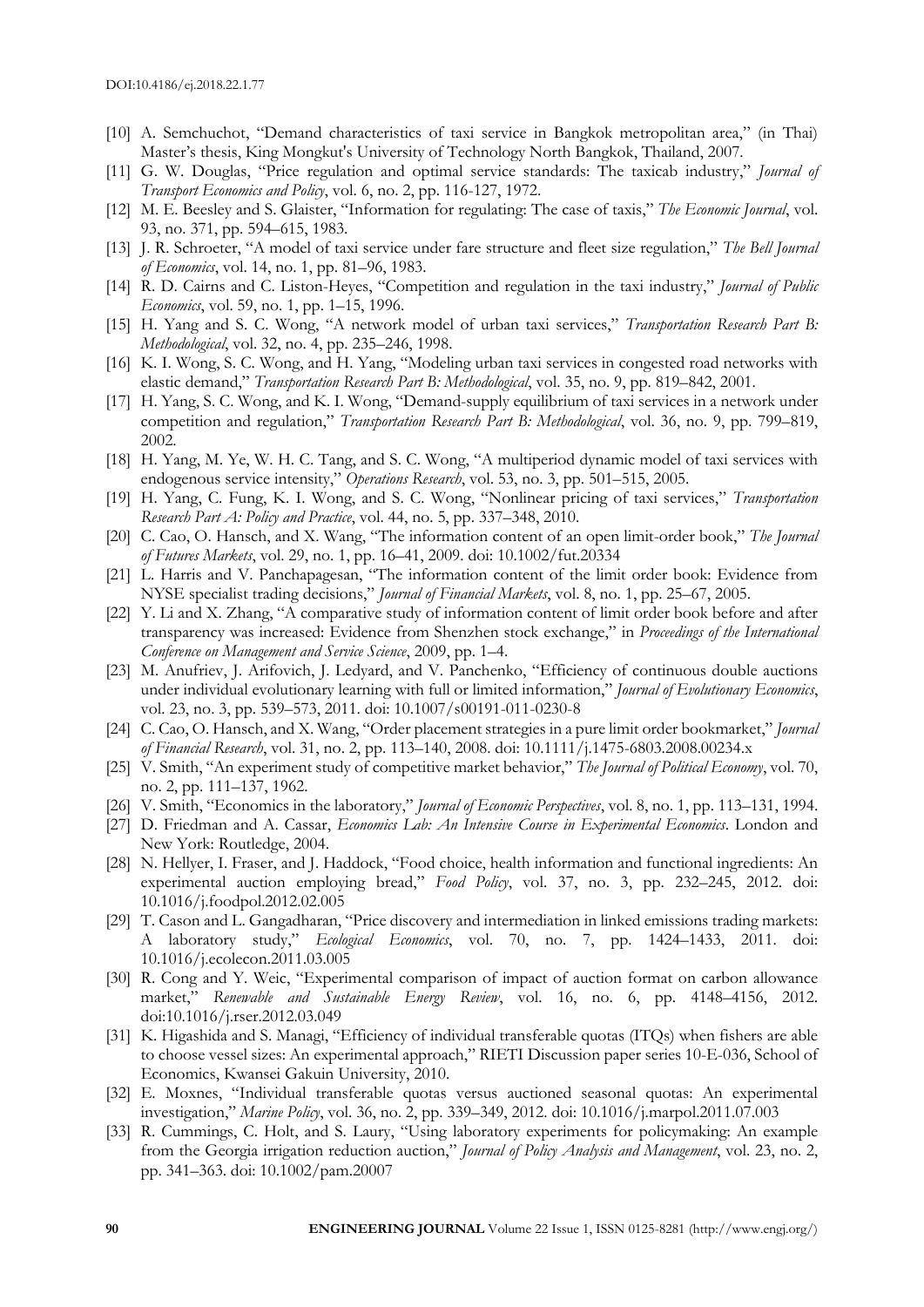- [10] A. Semchuchot, "Demand characteristics of taxi service in Bangkok metropolitan area," (in Thai) Master's thesis, King Mongkut's University of Technology North Bangkok, Thailand, 2007.
- [11] G. W. Douglas, "Price regulation and optimal service standards: The taxicab industry," *Journal of Transport Economics and Policy*, vol. 6, no. 2, pp. 116-127, 1972.
- [12] M. E. Beesley and S. Glaister, "Information for regulating: The case of taxis," *The Economic Journal*, vol. 93, no. 371, pp. 594–615, 1983.
- [13] J. R. Schroeter, "A model of taxi service under fare structure and fleet size regulation," *The Bell Journal of Economics*, vol. 14, no. 1, pp. 81–96, 1983.
- [14] R. D. Cairns and C. Liston-Heyes, "Competition and regulation in the taxi industry," *Journal of Public Economics*, vol. 59, no. 1, pp. 1–15, 1996.
- [15] H. Yang and S. C. Wong, "A network model of urban taxi services," *Transportation Research Part B: Methodological*, vol. 32, no. 4, pp. 235–246, 1998.
- [16] K. I. Wong, S. C. Wong, and H. Yang, "Modeling urban taxi services in congested road networks with elastic demand," *Transportation Research Part B: Methodological*, vol. 35, no. 9, pp. 819–842, 2001.
- [17] H. Yang, S. C. Wong, and K. I. Wong, "Demand-supply equilibrium of taxi services in a network under competition and regulation," *Transportation Research Part B: Methodological*, vol. 36, no. 9, pp. 799–819, 2002.
- [18] H. Yang, M. Ye, W. H. C. Tang, and S. C. Wong, "A multiperiod dynamic model of taxi services with endogenous service intensity," *Operations Research*, vol. 53, no. 3, pp. 501–515, 2005.
- [19] H. Yang, C. Fung, K. I. Wong, and S. C. Wong, "Nonlinear pricing of taxi services," *Transportation Research Part A: Policy and Practice*, vol. 44, no. 5, pp. 337–348, 2010.
- [20] C. Cao, O. Hansch, and X. Wang, "The information content of an open limit-order book," *The Journal of Futures Markets*, vol. 29, no. 1, pp. 16–41, 2009. doi: 10.1002/fut.20334
- [21] L. Harris and V. Panchapagesan, "The information content of the limit order book: Evidence from NYSE specialist trading decisions," *Journal of Financial Markets*, vol. 8, no. 1, pp. 25–67, 2005.
- [22] Y. Li and X. Zhang, "A comparative study of information content of limit order book before and after transparency was increased: Evidence from Shenzhen stock exchange," in *Proceedings of the International Conference on Management and Service Science*, 2009, pp. 1–4.
- [23] M. Anufriev, J. Arifovich, J. Ledyard, and V. Panchenko, "Efficiency of continuous double auctions under individual evolutionary learning with full or limited information," *Journal of Evolutionary Economics*, vol. 23, no. 3, pp. 539–573, 2011. doi: 10.1007/s00191-011-0230-8
- [24] C. Cao, O. Hansch, and X. Wang, "Order placement strategies in a pure limit order bookmarket," *Journal of Financial Research*, vol. 31, no. 2, pp. 113–140, 2008. doi: 10.1111/j.1475-6803.2008.00234.x
- [25] V. Smith, "An experiment study of competitive market behavior," *The Journal of Political Economy*, vol. 70, no. 2, pp. 111–137, 1962.
- [26] V. Smith, "Economics in the laboratory," *Journal of Economic Perspectives*, vol. 8, no. 1, pp. 113–131, 1994.
- [27] D. Friedman and A. Cassar, *Economics Lab: An Intensive Course in Experimental Economics*. London and New York: Routledge, 2004.
- [28] N. Hellyer, I. Fraser, and J. Haddock, "Food choice, health information and functional ingredients: An experimental auction employing bread," *Food Policy*, vol. 37, no. 3, pp. 232–245, 2012. doi: 10.1016/j.foodpol.2012.02.005
- [29] T. Cason and L. Gangadharan, "Price discovery and intermediation in linked emissions trading markets: A laboratory study," *Ecological Economics*, vol. 70, no. 7, pp. 1424–1433, 2011. doi: 10.1016/j.ecolecon.2011.03.005
- [30] R. Cong and Y. Weic, "Experimental comparison of impact of auction format on carbon allowance market," *Renewable and Sustainable Energy Review*, vol. 16, no. 6, pp. 4148–4156, 2012. doi:10.1016/j.rser.2012.03.049
- [31] K. Higashida and S. Managi, "Efficiency of individual transferable quotas (ITQs) when fishers are able to choose vessel sizes: An experimental approach," RIETI Discussion paper series 10-E-036, School of Economics, Kwansei Gakuin University, 2010.
- [32] E. Moxnes, "Individual transferable quotas versus auctioned seasonal quotas: An experimental investigation," *Marine Policy*, vol. 36, no. 2, pp. 339–349, 2012. doi: 10.1016/j.marpol.2011.07.003
- [33] R. Cummings, C. Holt, and S. Laury, "Using laboratory experiments for policymaking: An example from the Georgia irrigation reduction auction," *Journal of Policy Analysis and Management*, vol. 23, no. 2, pp. 341–363. doi: 10.1002/pam.20007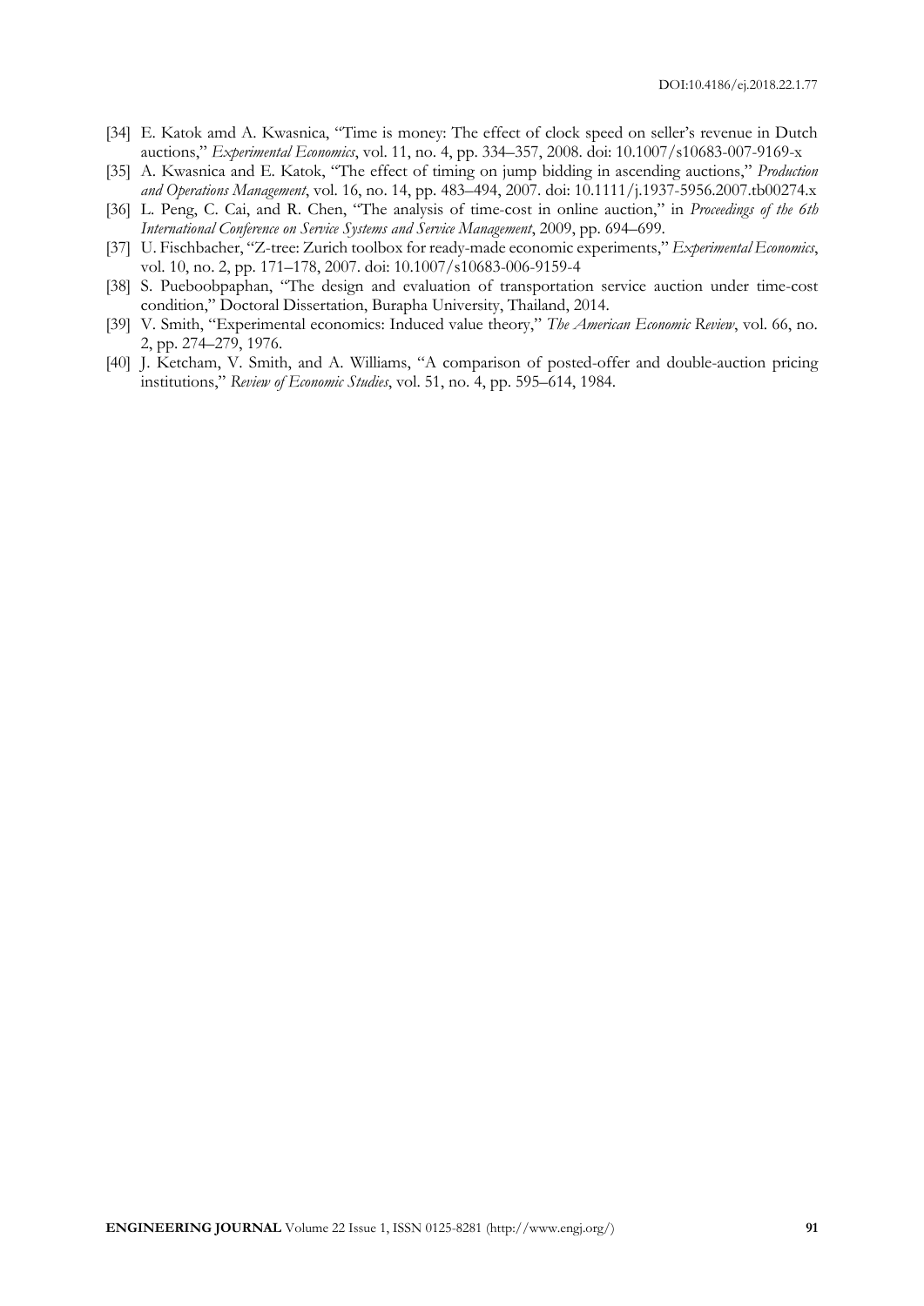[34] E. Katok amd A. Kwasnica, "Time is money: The effect of clock speed on seller's revenue in Dutch auctions," *Experimental Economics*, vol. 11, no. 4, pp. 334–357, 2008. doi: 10.1007/s10683-007-9169-x

[35] A. Kwasnica and E. Katok, "The effect of timing on jump bidding in ascending auctions," *Production and Operations Management*, vol. 16, no. 14, pp. 483–494, 2007. doi: 10.1111/j.1937-5956.2007.tb00274.x

[36] L. Peng, C. Cai, and R. Chen, "The analysis of time-cost in online auction," in *Proceedings of the 6th International Conference on Service Systems and Service Management*, 2009, pp. 694–699.

[37] U. Fischbacher, "Z-tree: Zurich toolbox for ready-made economic experiments," *Experimental Economics*, vol. 10, no. 2, pp. 171–178, 2007. doi: 10.1007/s10683-006-9159-4

[38] S. Pueboobpaphan, "The design and evaluation of transportation service auction under time-cost condition," Doctoral Dissertation, Burapha University, Thailand, 2014.

[39] V. Smith, "Experimental economics: Induced value theory," *The American Economic Review*, vol. 66, no. 2, pp. 274–279, 1976.

[40] J. Ketcham, V. Smith, and A. Williams, "A comparison of posted-offer and double-auction pricing institutions," *Review of Economic Studies*, vol. 51, no. 4, pp. 595–614, 1984.